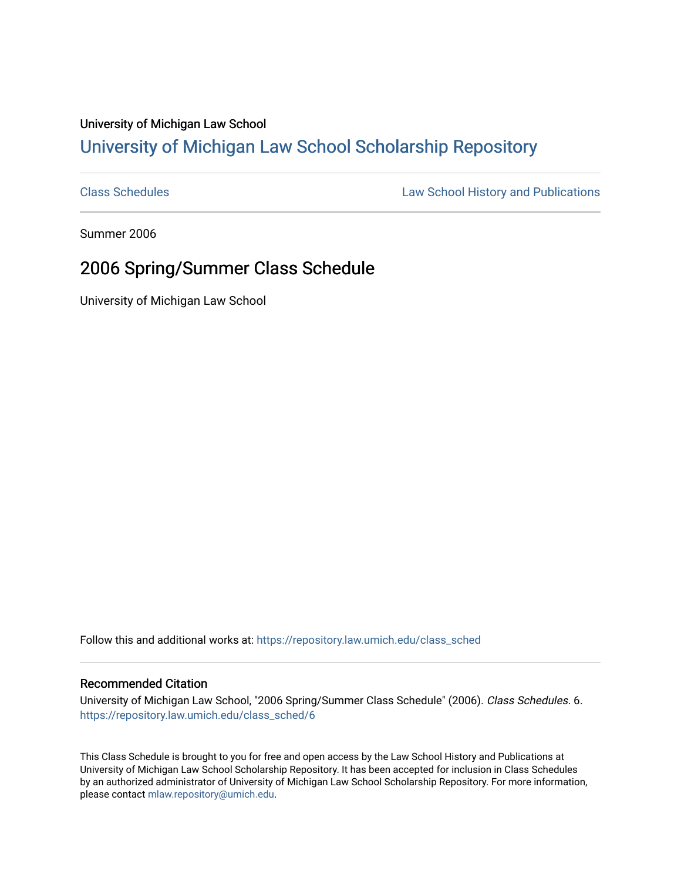University of Michigan Law School

## University of Michigan Law School Scholarship Repository

Class Schedules | Law School History and Publications

Summer 2006

# 2006 Spring/Summer Class Schedule

University of Michigan Law School

Follow this and additional works at: https://repository.law.umich.edu/class_sched

### Recommended Citation

University of Michigan Law School, "2006 Spring/Summer Class Schedule" (2006). *Class Schedules*. 6.
https://repository.law.umich.edu/class_sched/6

This Class Schedule is brought to you for free and open access by the Law School History and Publications at University of Michigan Law School Scholarship Repository. It has been accepted for inclusion in Class Schedules by an authorized administrator of University of Michigan Law School Scholarship Repository. For more information, please contact mlaw.repository@umich.edu.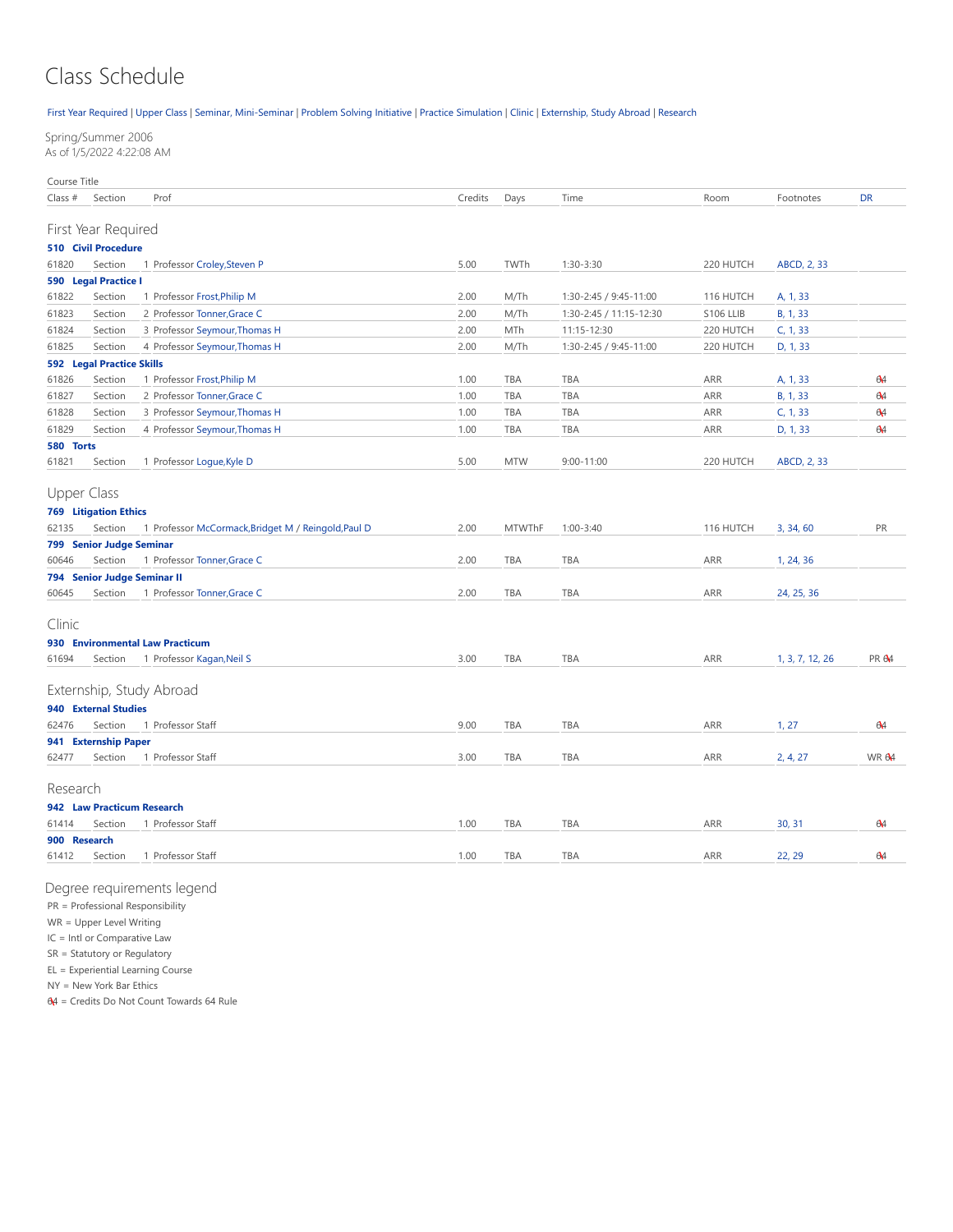# Class Schedule

First Year Required | Upper Class | Seminar, Mini-Seminar | Problem Solving Initiative | Practice Simulation | Clinic | Externship, Study Abroad | Research

Spring/Summer 2006
As of 1/5/2022 4:22:08 AM

| Class # | Section | Prof | Credits | Days | Time | Room | Footnotes | DR |
|---|---|---|---|---|---|---|---|---|
| **First Year Required** | | | | | | | | |
| **510 Civil Procedure** | | | | | | | | |
| 61820 | Section 1 | Professor Croley,Steven P | 5.00 | TWTh | 1:30-3:30 | 220 HUTCH | ABCD, 2, 33 | |
| **590 Legal Practice I** | | | | | | | | |
| 61822 | Section 1 | Professor Frost,Philip M | 2.00 | M/Th | 1:30-2:45 / 9:45-11:00 | 116 HUTCH | A, 1, 33 | |
| 61823 | Section 2 | Professor Tonner,Grace C | 2.00 | M/Th | 1:30-2:45 / 11:15-12:30 | S106 LLIB | B, 1, 33 | |
| 61824 | Section 3 | Professor Seymour,Thomas H | 2.00 | MTh | 11:15-12:30 | 220 HUTCH | C, 1, 33 | |
| 61825 | Section 4 | Professor Seymour,Thomas H | 2.00 | M/Th | 1:30-2:45 / 9:45-11:00 | 220 HUTCH | D, 1, 33 | |
| **592 Legal Practice Skills** | | | | | | | | |
| 61826 | Section 1 | Professor Frost,Philip M | 1.00 | TBA | TBA | ARR | A, 1, 33 | 64 |
| 61827 | Section 2 | Professor Tonner,Grace C | 1.00 | TBA | TBA | ARR | B, 1, 33 | 64 |
| 61828 | Section 3 | Professor Seymour,Thomas H | 1.00 | TBA | TBA | ARR | C, 1, 33 | 64 |
| 61829 | Section 4 | Professor Seymour,Thomas H | 1.00 | TBA | TBA | ARR | D, 1, 33 | 64 |
| **580 Torts** | | | | | | | | |
| 61821 | Section 1 | Professor Logue,Kyle D | 5.00 | MTW | 9:00-11:00 | 220 HUTCH | ABCD, 2, 33 | |
| **Upper Class** | | | | | | | | |
| **769 Litigation Ethics** | | | | | | | | |
| 62135 | Section 1 | Professor McCormack,Bridget M / Reingold,Paul D | 2.00 | MTWThF | 1:00-3:40 | 116 HUTCH | 3, 34, 60 | PR |
| **799 Senior Judge Seminar** | | | | | | | | |
| 60646 | Section 1 | Professor Tonner,Grace C | 2.00 | TBA | TBA | ARR | 1, 24, 36 | |
| **794 Senior Judge Seminar II** | | | | | | | | |
| 60645 | Section 1 | Professor Tonner,Grace C | 2.00 | TBA | TBA | ARR | 24, 25, 36 | |
| **Clinic** | | | | | | | | |
| **930 Environmental Law Practicum** | | | | | | | | |
| 61694 | Section 1 | Professor Kagan,Neil S | 3.00 | TBA | TBA | ARR | 1, 3, 7, 12, 26 | PR 64 |
| **Externship, Study Abroad** | | | | | | | | |
| **940 External Studies** | | | | | | | | |
| 62476 | Section 1 | Professor Staff | 9.00 | TBA | TBA | ARR | 1, 27 | 64 |
| **941 Externship Paper** | | | | | | | | |
| 62477 | Section 1 | Professor Staff | 3.00 | TBA | TBA | ARR | 2, 4, 27 | WR 64 |
| **Research** | | | | | | | | |
| **942 Law Practicum Research** | | | | | | | | |
| 61414 | Section 1 | Professor Staff | 1.00 | TBA | TBA | ARR | 30, 31 | 64 |
| **900 Research** | | | | | | | | |
| 61412 | Section 1 | Professor Staff | 1.00 | TBA | TBA | ARR | 22, 29 | 64 |

## Degree requirements legend

PR = Professional Responsibility
WR = Upper Level Writing
IC = Intl or Comparative Law
SR = Statutory or Regulatory
EL = Experiential Learning Course
NY = New York Bar Ethics
64 = Credits Do Not Count Towards 64 Rule